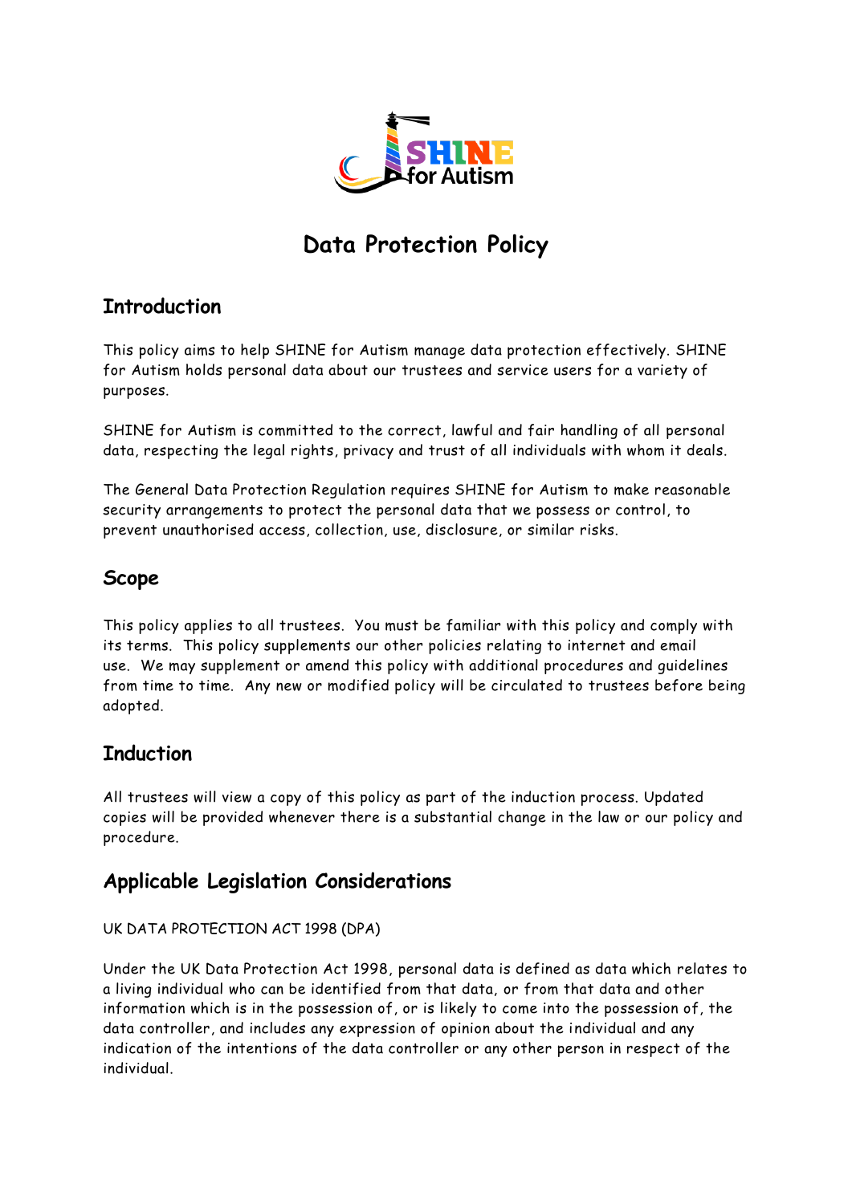# Data Protection Policy

## Introduction

This policy aims to help SHINE for Autism manage data protection effectively. SHINE for Autism holds personal data about our trustees and service users for a variety of purposes.

SHINE for Autism is committed to the correct, lawful and fair handling of all personal data, respecting the legal rights, privacy and trust of all individuals with whom it deals.

The General Data Protection Regulation requires SHINE for Autism to make reasonable security arrangements to protect the personal data that we possess or control, to prevent unauthorised access, collection, use, disclosure, or similar risks.

## Scope

This policy applies to all trustees. You must be familiar with this policy and comply with its terms. This policy supplements our other policies relating to internet and email use. We may supplement or amend this policy with additional procedures and guidelines from time to time. Any new or modified policy will be circulated to trustees before being adopted.

## Induction

All trustees will view a copy of this policy as part of the induction process. Updated copies will be provided whenever there is a substantial change in the law or our policy and procedure.

## Applicable Legislation Considerations

UK DATA PROTECTION ACT 1998 (DPA)

Under the UK Data Protection Act 1998, personal data is defined as data which relates to a living individual who can be identified from that data, or from that data and other information which is in the possession of, or is likely to come into the possession of, the data controller, and includes any expression of opinion about the individual and any indication of the intentions of the data controller or any other person in respect of the individual.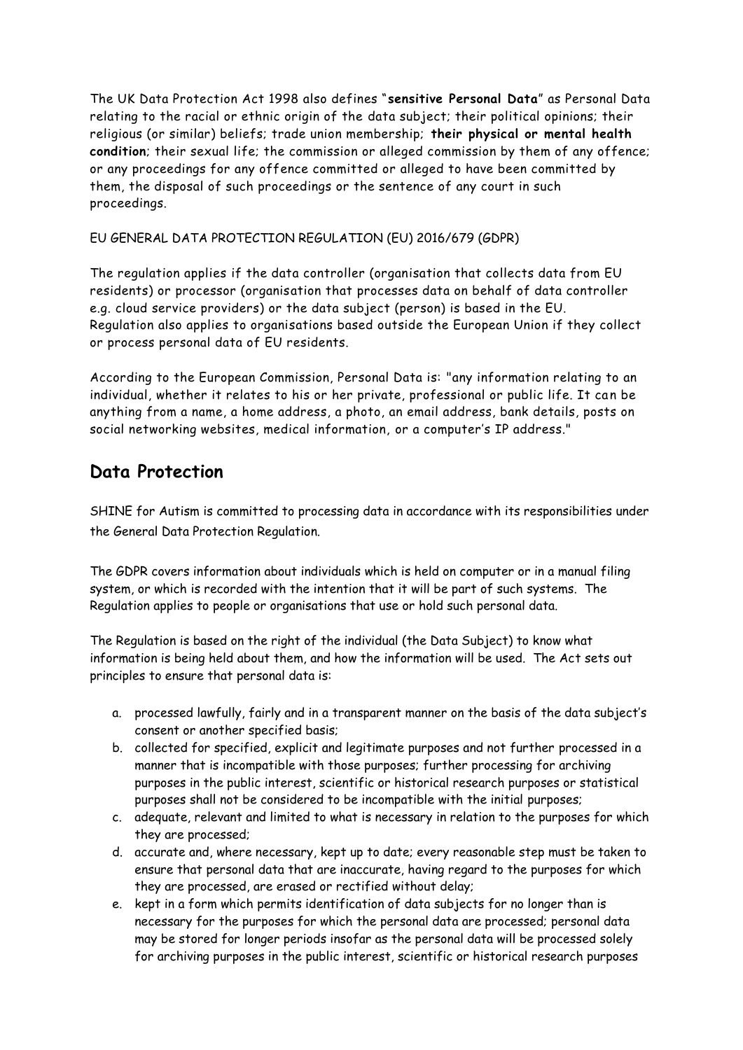The UK Data Protection Act 1998 also defines "**sensitive Personal Data**" as Personal Data relating to the racial or ethnic origin of the data subject; their political opinions; their religious (or similar) beliefs; trade union membership; **their physical or mental health condition**; their sexual life; the commission or alleged commission by them of any offence; or any proceedings for any offence committed or alleged to have been committed by them, the disposal of such proceedings or the sentence of any court in such proceedings.

EU GENERAL DATA PROTECTION REGULATION (EU) 2016/679 (GDPR)

The regulation applies if the data controller (organisation that collects data from EU residents) or processor (organisation that processes data on behalf of data controller e.g. cloud service providers) or the data subject (person) is based in the EU. Regulation also applies to organisations based outside the European Union if they collect or process personal data of EU residents.

According to the European Commission, Personal Data is: "any information relating to an individual, whether it relates to his or her private, professional or public life. It can be anything from a name, a home address, a photo, an email address, bank details, posts on social networking websites, medical information, or a computer's IP address."

## Data Protection

SHINE for Autism is committed to processing data in accordance with its responsibilities under the General Data Protection Regulation.

The GDPR covers information about individuals which is held on computer or in a manual filing system, or which is recorded with the intention that it will be part of such systems. The Regulation applies to people or organisations that use or hold such personal data.

The Regulation is based on the right of the individual (the Data Subject) to know what information is being held about them, and how the information will be used. The Act sets out principles to ensure that personal data is:

a. processed lawfully, fairly and in a transparent manner on the basis of the data subject's consent or another specified basis;
b. collected for specified, explicit and legitimate purposes and not further processed in a manner that is incompatible with those purposes; further processing for archiving purposes in the public interest, scientific or historical research purposes or statistical purposes shall not be considered to be incompatible with the initial purposes;
c. adequate, relevant and limited to what is necessary in relation to the purposes for which they are processed;
d. accurate and, where necessary, kept up to date; every reasonable step must be taken to ensure that personal data that are inaccurate, having regard to the purposes for which they are processed, are erased or rectified without delay;
e. kept in a form which permits identification of data subjects for no longer than is necessary for the purposes for which the personal data are processed; personal data may be stored for longer periods insofar as the personal data will be processed solely for archiving purposes in the public interest, scientific or historical research purposes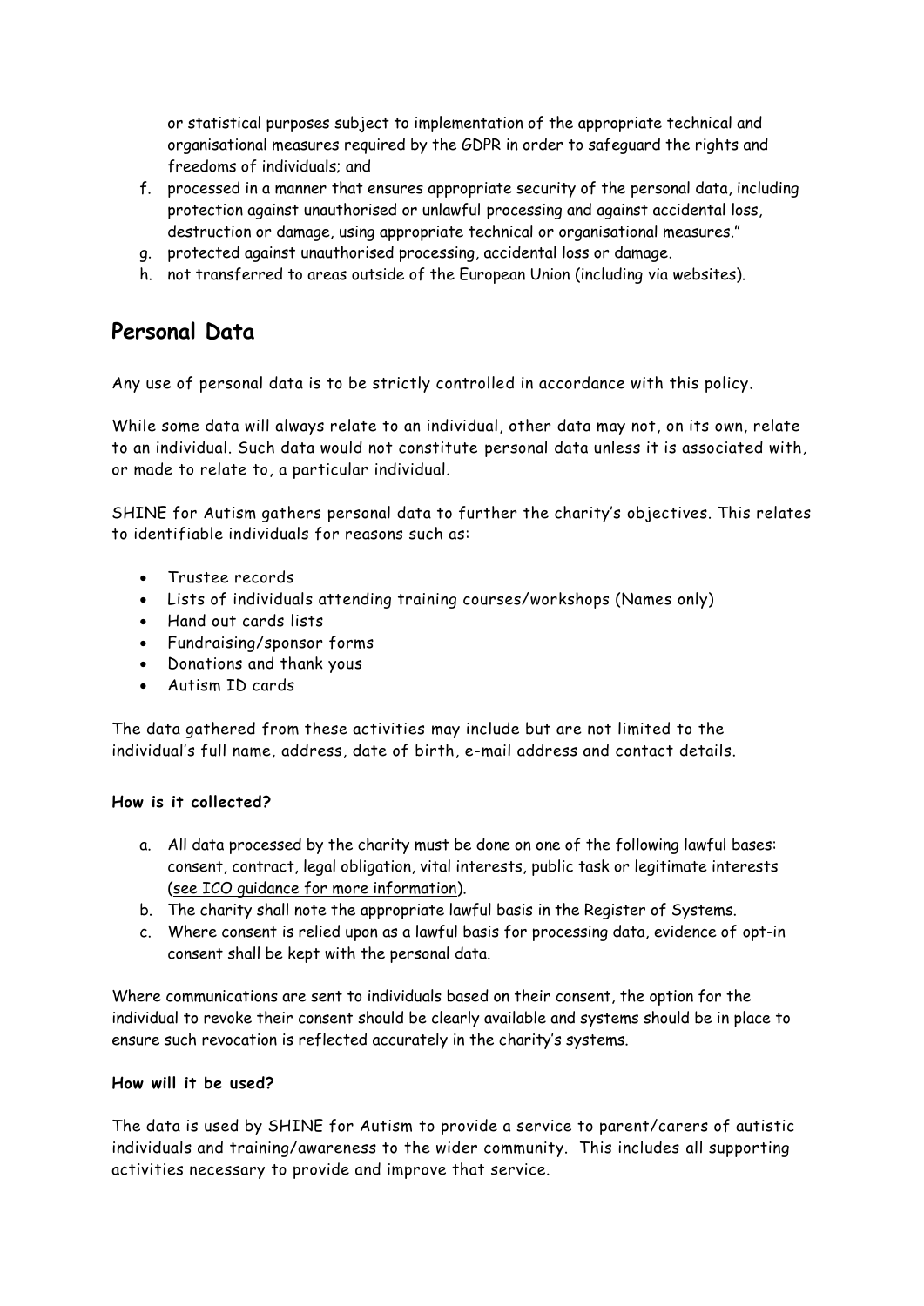or statistical purposes subject to implementation of the appropriate technical and organisational measures required by the GDPR in order to safeguard the rights and freedoms of individuals; and

f. processed in a manner that ensures appropriate security of the personal data, including protection against unauthorised or unlawful processing and against accidental loss, destruction or damage, using appropriate technical or organisational measures."
g. protected against unauthorised processing, accidental loss or damage.
h. not transferred to areas outside of the European Union (including via websites).

## Personal Data

Any use of personal data is to be strictly controlled in accordance with this policy.

While some data will always relate to an individual, other data may not, on its own, relate to an individual. Such data would not constitute personal data unless it is associated with, or made to relate to, a particular individual.

SHINE for Autism gathers personal data to further the charity's objectives. This relates to identifiable individuals for reasons such as:

- Trustee records
- Lists of individuals attending training courses/workshops (Names only)
- Hand out cards lists
- Fundraising/sponsor forms
- Donations and thank yous
- Autism ID cards

The data gathered from these activities may include but are not limited to the individual's full name, address, date of birth, e-mail address and contact details.

**How is it collected?**

a. All data processed by the charity must be done on one of the following lawful bases: consent, contract, legal obligation, vital interests, public task or legitimate interests (see ICO guidance for more information).
b. The charity shall note the appropriate lawful basis in the Register of Systems.
c. Where consent is relied upon as a lawful basis for processing data, evidence of opt-in consent shall be kept with the personal data.

Where communications are sent to individuals based on their consent, the option for the individual to revoke their consent should be clearly available and systems should be in place to ensure such revocation is reflected accurately in the charity's systems.

**How will it be used?**

The data is used by SHINE for Autism to provide a service to parent/carers of autistic individuals and training/awareness to the wider community. This includes all supporting activities necessary to provide and improve that service.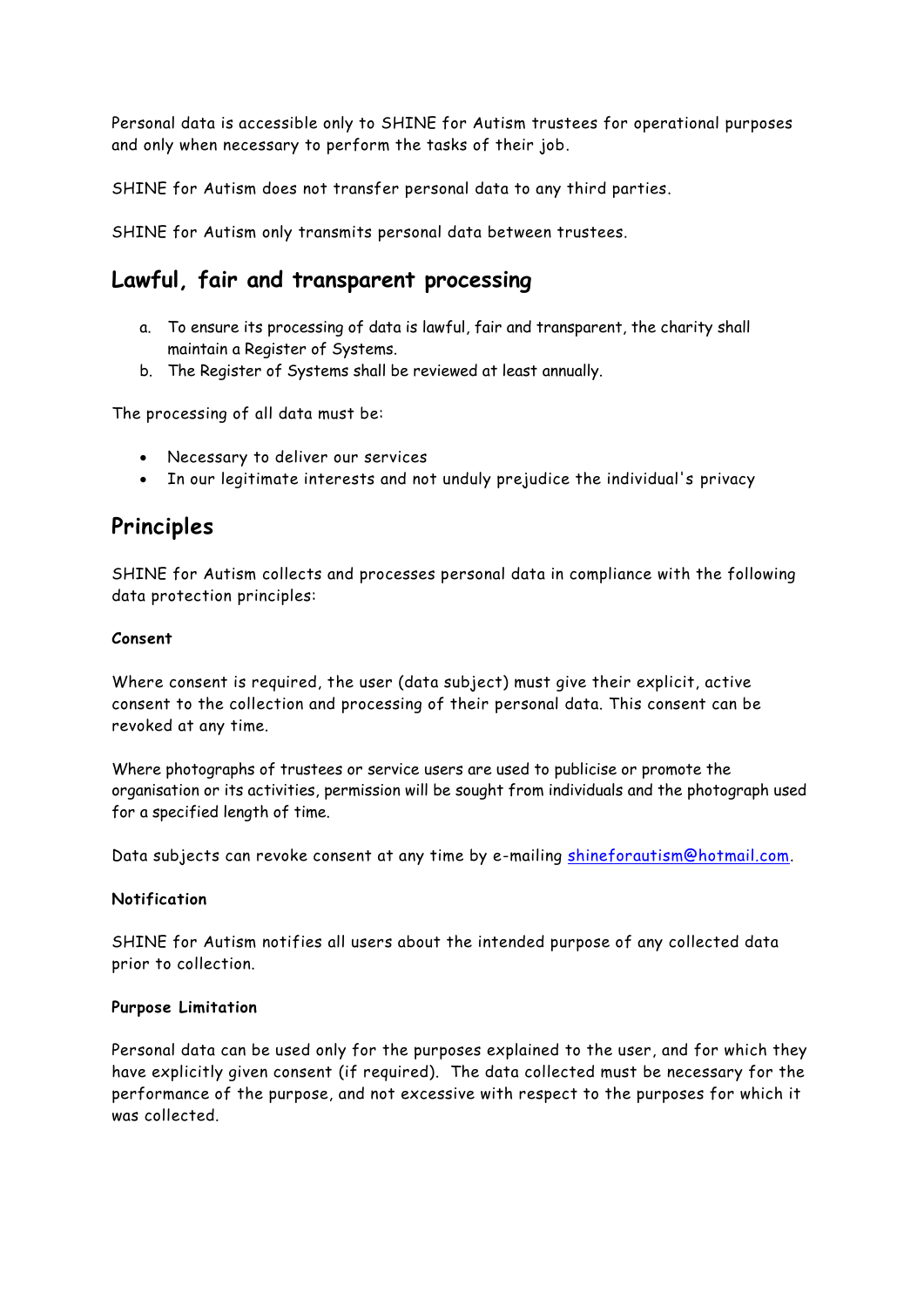Personal data is accessible only to SHINE for Autism trustees for operational purposes and only when necessary to perform the tasks of their job.

SHINE for Autism does not transfer personal data to any third parties.

SHINE for Autism only transmits personal data between trustees.

## Lawful, fair and transparent processing

a. To ensure its processing of data is lawful, fair and transparent, the charity shall maintain a Register of Systems.
b. The Register of Systems shall be reviewed at least annually.

The processing of all data must be:

- Necessary to deliver our services
- In our legitimate interests and not unduly prejudice the individual's privacy

## Principles

SHINE for Autism collects and processes personal data in compliance with the following data protection principles:

**Consent**

Where consent is required, the user (data subject) must give their explicit, active consent to the collection and processing of their personal data. This consent can be revoked at any time.

Where photographs of trustees or service users are used to publicise or promote the organisation or its activities, permission will be sought from individuals and the photograph used for a specified length of time.

Data subjects can revoke consent at any time by e-mailing shineforautism@hotmail.com.

**Notification**

SHINE for Autism notifies all users about the intended purpose of any collected data prior to collection.

**Purpose Limitation**

Personal data can be used only for the purposes explained to the user, and for which they have explicitly given consent (if required). The data collected must be necessary for the performance of the purpose, and not excessive with respect to the purposes for which it was collected.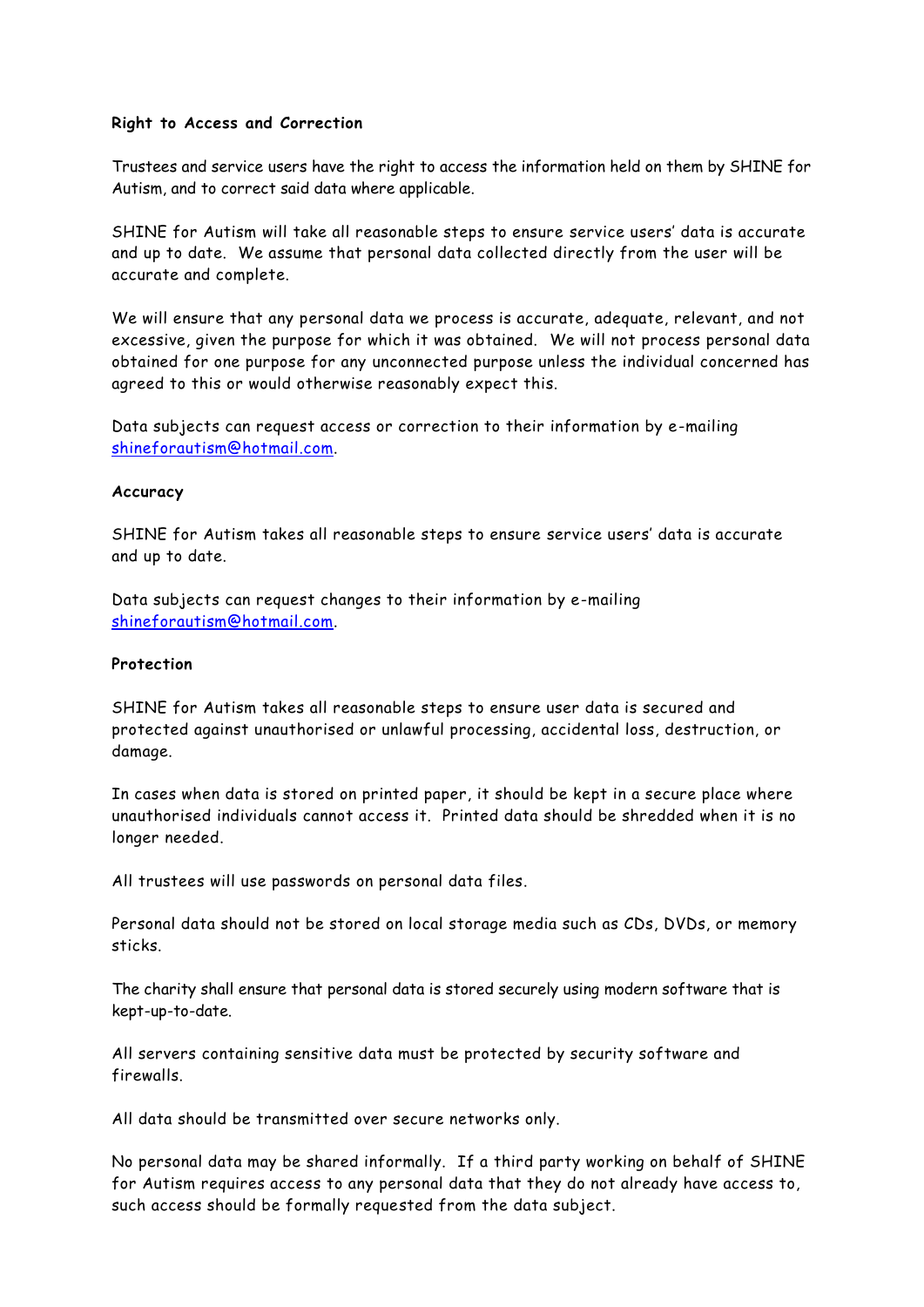**Right to Access and Correction**

Trustees and service users have the right to access the information held on them by SHINE for Autism, and to correct said data where applicable.

SHINE for Autism will take all reasonable steps to ensure service users' data is accurate and up to date. We assume that personal data collected directly from the user will be accurate and complete.

We will ensure that any personal data we process is accurate, adequate, relevant, and not excessive, given the purpose for which it was obtained. We will not process personal data obtained for one purpose for any unconnected purpose unless the individual concerned has agreed to this or would otherwise reasonably expect this.

Data subjects can request access or correction to their information by e-mailing shineforautism@hotmail.com.

**Accuracy**

SHINE for Autism takes all reasonable steps to ensure service users' data is accurate and up to date.

Data subjects can request changes to their information by e-mailing shineforautism@hotmail.com.

**Protection**

SHINE for Autism takes all reasonable steps to ensure user data is secured and protected against unauthorised or unlawful processing, accidental loss, destruction, or damage.

In cases when data is stored on printed paper, it should be kept in a secure place where unauthorised individuals cannot access it. Printed data should be shredded when it is no longer needed.

All trustees will use passwords on personal data files.

Personal data should not be stored on local storage media such as CDs, DVDs, or memory sticks.

The charity shall ensure that personal data is stored securely using modern software that is kept-up-to-date.

All servers containing sensitive data must be protected by security software and firewalls.

All data should be transmitted over secure networks only.

No personal data may be shared informally. If a third party working on behalf of SHINE for Autism requires access to any personal data that they do not already have access to, such access should be formally requested from the data subject.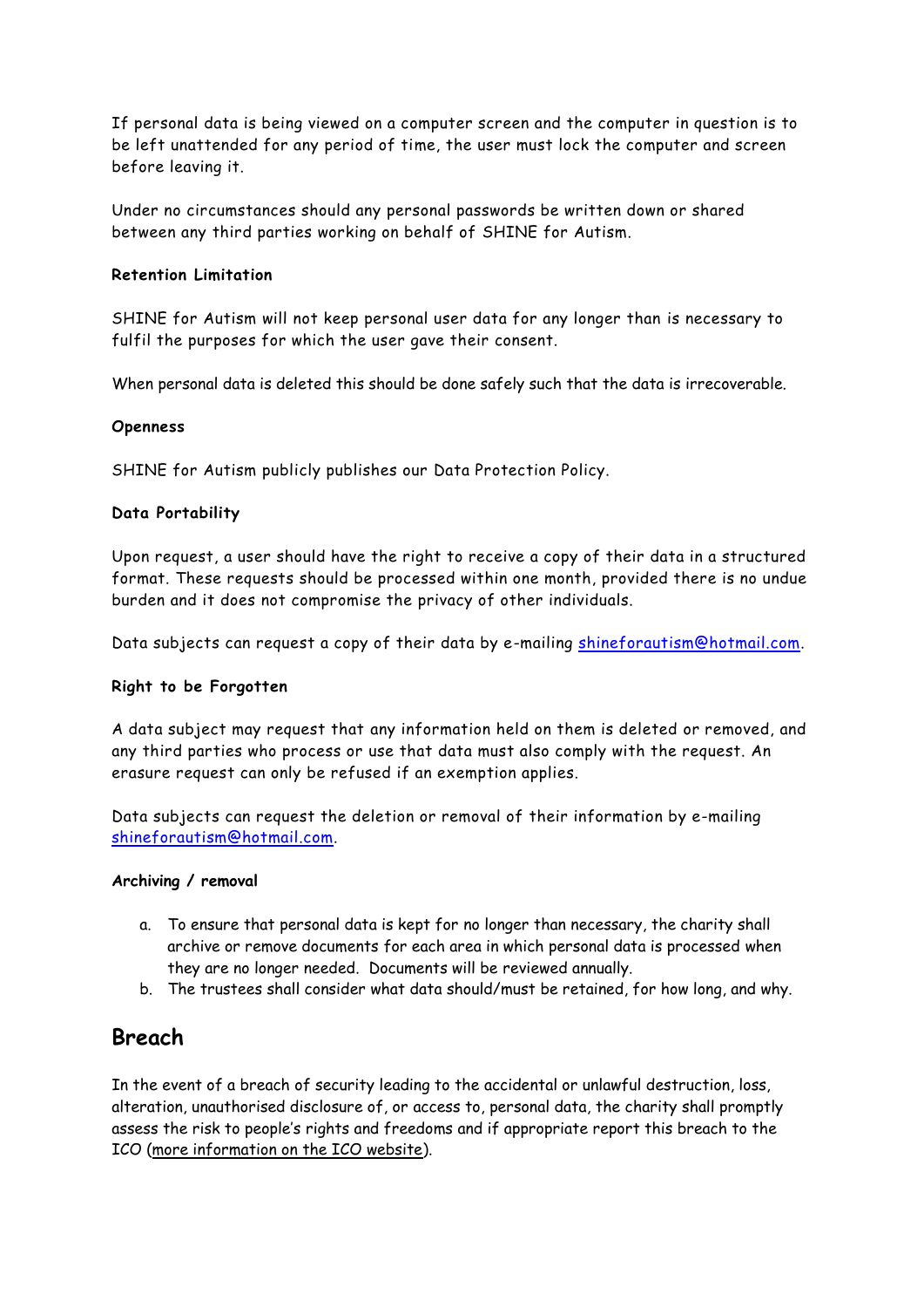If personal data is being viewed on a computer screen and the computer in question is to be left unattended for any period of time, the user must lock the computer and screen before leaving it.

Under no circumstances should any personal passwords be written down or shared between any third parties working on behalf of SHINE for Autism.

**Retention Limitation**

SHINE for Autism will not keep personal user data for any longer than is necessary to fulfil the purposes for which the user gave their consent.

When personal data is deleted this should be done safely such that the data is irrecoverable.

**Openness**

SHINE for Autism publicly publishes our Data Protection Policy.

**Data Portability**

Upon request, a user should have the right to receive a copy of their data in a structured format. These requests should be processed within one month, provided there is no undue burden and it does not compromise the privacy of other individuals.

Data subjects can request a copy of their data by e-mailing shineforautism@hotmail.com.

**Right to be Forgotten**

A data subject may request that any information held on them is deleted or removed, and any third parties who process or use that data must also comply with the request. An erasure request can only be refused if an exemption applies.

Data subjects can request the deletion or removal of their information by e-mailing shineforautism@hotmail.com.

**Archiving / removal**

a. To ensure that personal data is kept for no longer than necessary, the charity shall archive or remove documents for each area in which personal data is processed when they are no longer needed. Documents will be reviewed annually.
b. The trustees shall consider what data should/must be retained, for how long, and why.

## Breach

In the event of a breach of security leading to the accidental or unlawful destruction, loss, alteration, unauthorised disclosure of, or access to, personal data, the charity shall promptly assess the risk to people's rights and freedoms and if appropriate report this breach to the ICO (more information on the ICO website).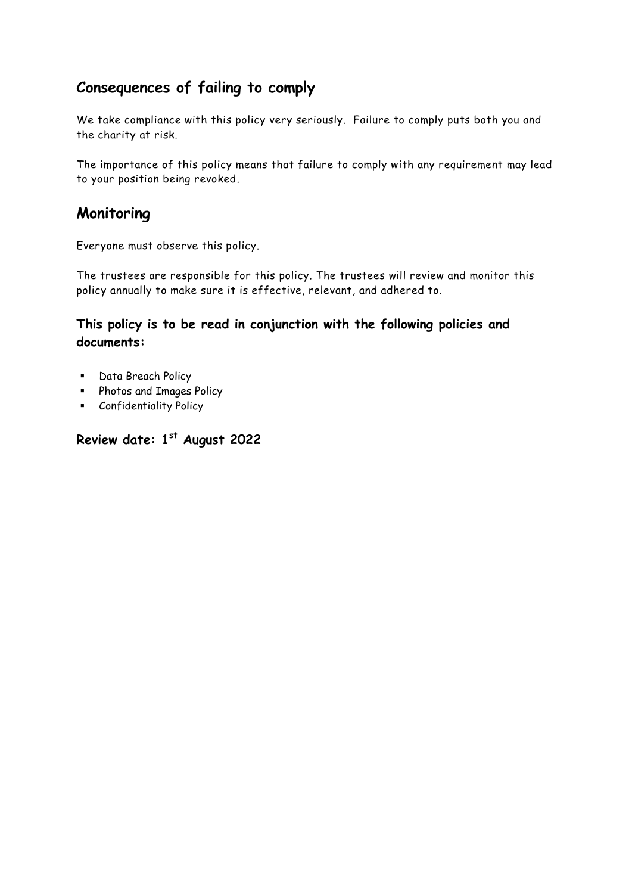## Consequences of failing to comply

We take compliance with this policy very seriously. Failure to comply puts both you and the charity at risk.

The importance of this policy means that failure to comply with any requirement may lead to your position being revoked.

## Monitoring

Everyone must observe this policy.

The trustees are responsible for this policy. The trustees will review and monitor this policy annually to make sure it is effective, relevant, and adhered to.

### This policy is to be read in conjunction with the following policies and documents:

- Data Breach Policy
- Photos and Images Policy
- Confidentiality Policy

### Review date: 1st August 2022